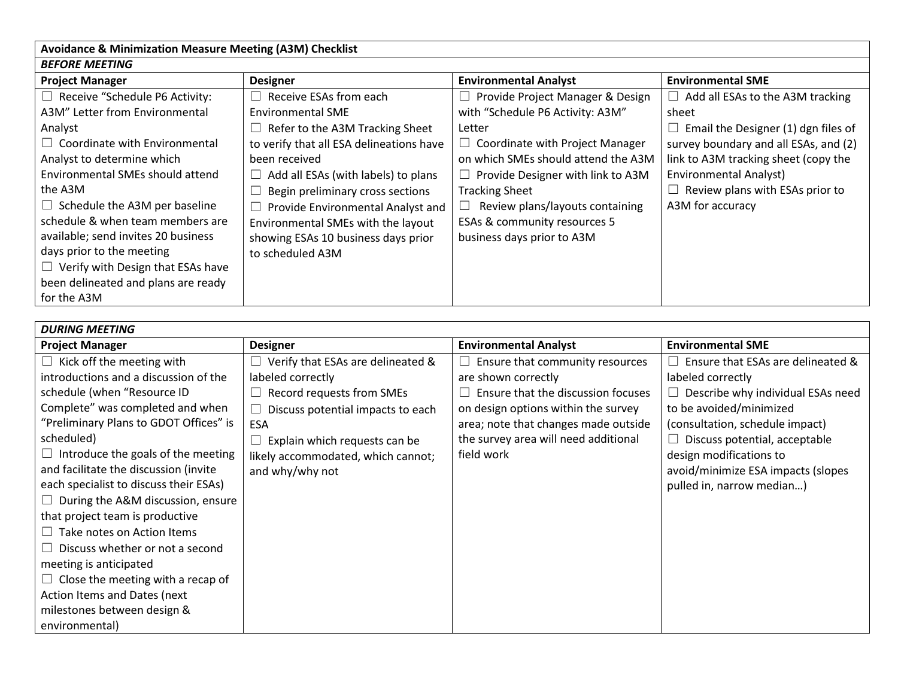| Avoidance & Minimization Measure Meeting (A3M) Checklist | | | |
|---|---|---|---|
| ***BEFORE MEETING*** | | | |
| **Project Manager** | **Designer** | **Environmental Analyst** | **Environmental SME** |
| ☐ Receive "Schedule P6 Activity: A3M" Letter from Environmental Analyst<br>☐ Coordinate with Environmental Analyst to determine which Environmental SMEs should attend the A3M<br>☐ Schedule the A3M per baseline schedule & when team members are available; send invites 20 business days prior to the meeting<br>☐ Verify with Design that ESAs have been delineated and plans are ready for the A3M | ☐ Receive ESAs from each Environmental SME<br>☐ Refer to the A3M Tracking Sheet to verify that all ESA delineations have been received<br>☐ Add all ESAs (with labels) to plans<br>☐ Begin preliminary cross sections<br>☐ Provide Environmental Analyst and Environmental SMEs with the layout showing ESAs 10 business days prior to scheduled A3M | ☐ Provide Project Manager & Design with "Schedule P6 Activity: A3M" Letter<br>☐ Coordinate with Project Manager on which SMEs should attend the A3M<br>☐ Provide Designer with link to A3M Tracking Sheet<br>☐ Review plans/layouts containing ESAs & community resources 5 business days prior to A3M | ☐ Add all ESAs to the A3M tracking sheet<br>☐ Email the Designer (1) dgn files of survey boundary and all ESAs, and (2) link to A3M tracking sheet (copy the Environmental Analyst)<br>☐ Review plans with ESAs prior to A3M for accuracy |

| ***DURING MEETING*** | | | |
|---|---|---|---|
| **Project Manager** | **Designer** | **Environmental Analyst** | **Environmental SME** |
| ☐ Kick off the meeting with introductions and a discussion of the schedule (when "Resource ID Complete" was completed and when "Preliminary Plans to GDOT Offices" is scheduled)<br>☐ Introduce the goals of the meeting and facilitate the discussion (invite each specialist to discuss their ESAs)<br>☐ During the A&M discussion, ensure that project team is productive<br>☐ Take notes on Action Items<br>☐ Discuss whether or not a second meeting is anticipated<br>☐ Close the meeting with a recap of Action Items and Dates (next milestones between design & environmental) | ☐ Verify that ESAs are delineated & labeled correctly<br>☐ Record requests from SMEs<br>☐ Discuss potential impacts to each ESA<br>☐ Explain which requests can be likely accommodated, which cannot; and why/why not | ☐ Ensure that community resources are shown correctly<br>☐ Ensure that the discussion focuses on design options within the survey area; note that changes made outside the survey area will need additional field work | ☐ Ensure that ESAs are delineated & labeled correctly<br>☐ Describe why individual ESAs need to be avoided/minimized (consultation, schedule impact)<br>☐ Discuss potential, acceptable design modifications to avoid/minimize ESA impacts (slopes pulled in, narrow median…) |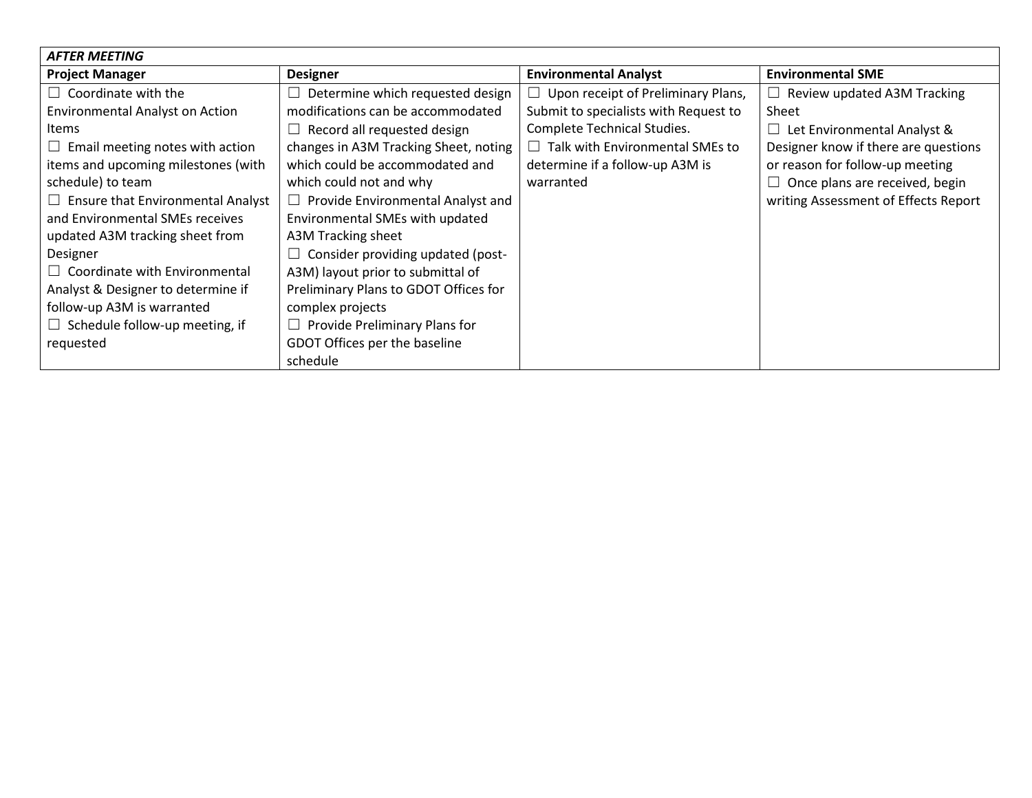| *AFTER MEETING* | | | |
|---|---|---|---|
| **Project Manager** | **Designer** | **Environmental Analyst** | **Environmental SME** |
| ☐ Coordinate with the Environmental Analyst on Action Items<br>☐ Email meeting notes with action items and upcoming milestones (with schedule) to team<br>☐ Ensure that Environmental Analyst and Environmental SMEs receives updated A3M tracking sheet from Designer<br>☐ Coordinate with Environmental Analyst & Designer to determine if follow-up A3M is warranted<br>☐ Schedule follow-up meeting, if requested | ☐ Determine which requested design modifications can be accommodated<br>☐ Record all requested design changes in A3M Tracking Sheet, noting which could be accommodated and which could not and why<br>☐ Provide Environmental Analyst and Environmental SMEs with updated A3M Tracking sheet<br>☐ Consider providing updated (post-A3M) layout prior to submittal of Preliminary Plans to GDOT Offices for complex projects<br>☐ Provide Preliminary Plans for GDOT Offices per the baseline schedule | ☐ Upon receipt of Preliminary Plans, Submit to specialists with Request to Complete Technical Studies.<br>☐ Talk with Environmental SMEs to determine if a follow-up A3M is warranted | ☐ Review updated A3M Tracking Sheet<br>☐ Let Environmental Analyst & Designer know if there are questions or reason for follow-up meeting<br>☐ Once plans are received, begin writing Assessment of Effects Report |